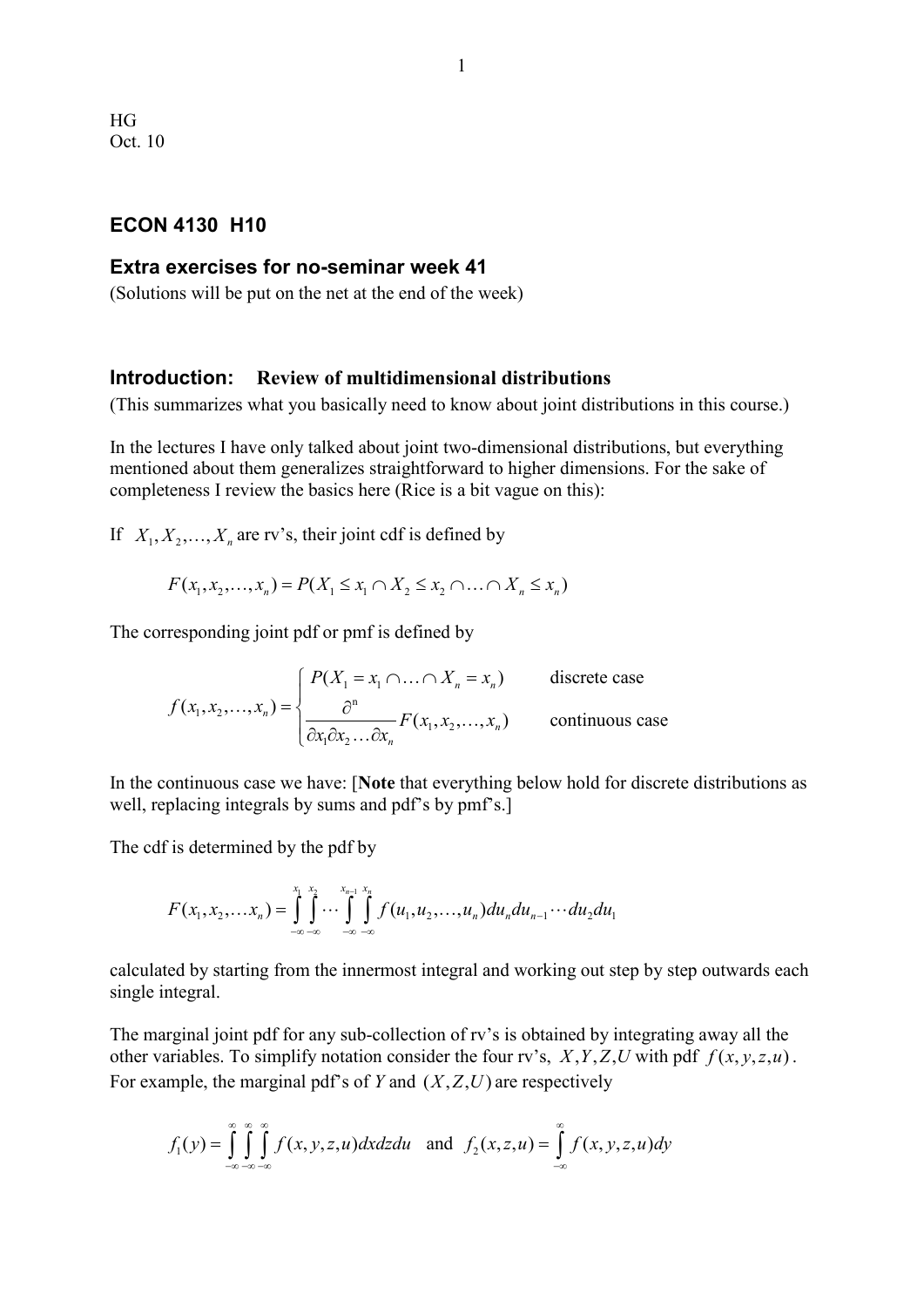HG
Oct. 10

## ECON 4130 H10

### Extra exercises for no-seminar week 41

(Solutions will be put on the net at the end of the week)

### Introduction: Review of multidimensional distributions

(This summarizes what you basically need to know about joint distributions in this course.)

In the lectures I have only talked about joint two-dimensional distributions, but everything mentioned about them generalizes straightforward to higher dimensions. For the sake of completeness I review the basics here (Rice is a bit vague on this):

If $X_1, X_2, \ldots, X_n$ are rv's, their joint cdf is defined by

$$F(x_1, x_2, \ldots, x_n) = P(X_1 \le x_1 \cap X_2 \le x_2 \cap \ldots \cap X_n \le x_n)$$

The corresponding joint pdf or pmf is defined by

$$f(x_1, x_2, \ldots, x_n) = \begin{cases} P(X_1 = x_1 \cap \ldots \cap X_n = x_n) & \text{discrete case} \\ \dfrac{\partial^n}{\partial x_1 \partial x_2 \ldots \partial x_n} F(x_1, x_2, \ldots, x_n) & \text{continuous case} \end{cases}$$

In the continuous case we have: [**Note** that everything below hold for discrete distributions as well, replacing integrals by sums and pdf's by pmf's.]

The cdf is determined by the pdf by

$$F(x_1, x_2, \ldots x_n) = \int_{-\infty}^{x_1} \int_{-\infty}^{x_2} \cdots \int_{-\infty}^{x_{n-1}} \int_{-\infty}^{x_n} f(u_1, u_2, \ldots, u_n) du_n du_{n-1} \cdots du_2 du_1$$

calculated by starting from the innermost integral and working out step by step outwards each single integral.

The marginal joint pdf for any sub-collection of rv's is obtained by integrating away all the other variables. To simplify notation consider the four rv's, $X, Y, Z, U$ with pdf $f(x, y, z, u)$. For example, the marginal pdf's of $Y$ and $(X, Z, U)$ are respectively

$$f_1(y) = \int_{-\infty}^{\infty} \int_{-\infty}^{\infty} \int_{-\infty}^{\infty} f(x, y, z, u) dx dz du \quad \text{and} \quad f_2(x, z, u) = \int_{-\infty}^{\infty} f(x, y, z, u) dy$$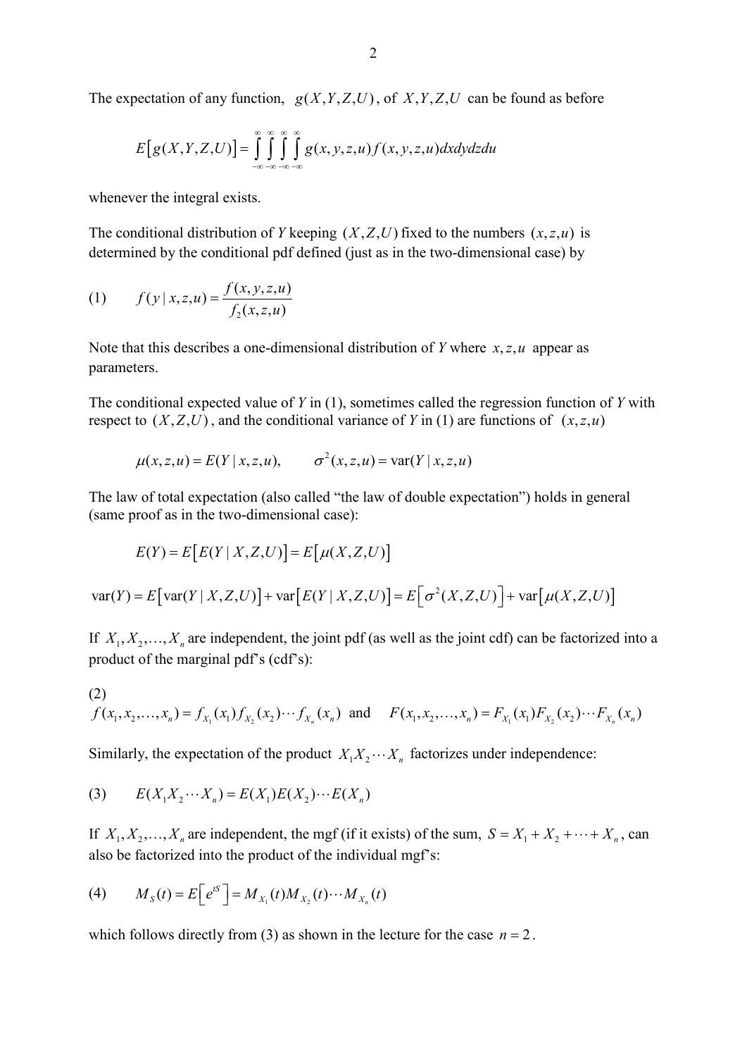The expectation of any function, $g(X,Y,Z,U)$, of $X,Y,Z,U$ can be found as before

$$E\left[g(X,Y,Z,U)\right] = \int_{-\infty}^{\infty}\int_{-\infty}^{\infty}\int_{-\infty}^{\infty}\int_{-\infty}^{\infty} g(x,y,z,u)f(x,y,z,u)\,dxdydzdu$$

whenever the integral exists.

The conditional distribution of $Y$ keeping $(X,Z,U)$ fixed to the numbers $(x,z,u)$ is determined by the conditional pdf defined (just as in the two-dimensional case) by

$$(1) \qquad f(y\,|\,x,z,u) = \frac{f(x,y,z,u)}{f_2(x,z,u)}$$

Note that this describes a one-dimensional distribution of $Y$ where $x,z,u$ appear as parameters.

The conditional expected value of $Y$ in (1), sometimes called the regression function of $Y$ with respect to $(X,Z,U)$, and the conditional variance of $Y$ in (1) are functions of $(x,z,u)$

$$\mu(x,z,u) = E(Y\,|\,x,z,u), \qquad \sigma^2(x,z,u) = \text{var}(Y\,|\,x,z,u)$$

The law of total expectation (also called "the law of double expectation") holds in general (same proof as in the two-dimensional case):

$$E(Y) = E\left[E(Y\,|\,X,Z,U)\right] = E\left[\mu(X,Z,U)\right]$$

$$\text{var}(Y) = E\left[\text{var}(Y\,|\,X,Z,U)\right] + \text{var}\left[E(Y\,|\,X,Z,U)\right] = E\left[\sigma^2(X,Z,U)\right] + \text{var}\left[\mu(X,Z,U)\right]$$

If $X_1, X_2, \ldots, X_n$ are independent, the joint pdf (as well as the joint cdf) can be factorized into a product of the marginal pdf's (cdf's):

(2)
$$f(x_1,x_2,\ldots,x_n) = f_{X_1}(x_1)f_{X_2}(x_2)\cdots f_{X_n}(x_n) \quad \text{and} \quad F(x_1,x_2,\ldots,x_n) = F_{X_1}(x_1)F_{X_2}(x_2)\cdots F_{X_n}(x_n)$$

Similarly, the expectation of the product $X_1X_2\cdots X_n$ factorizes under independence:

$$(3) \qquad E(X_1X_2\cdots X_n) = E(X_1)E(X_2)\cdots E(X_n)$$

If $X_1, X_2, \ldots, X_n$ are independent, the mgf (if it exists) of the sum, $S = X_1 + X_2 + \cdots + X_n$, can also be factorized into the product of the individual mgf's:

$$(4) \qquad M_S(t) = E\left[e^{tS}\right] = M_{X_1}(t)M_{X_2}(t)\cdots M_{X_n}(t)$$

which follows directly from (3) as shown in the lecture for the case $n = 2$.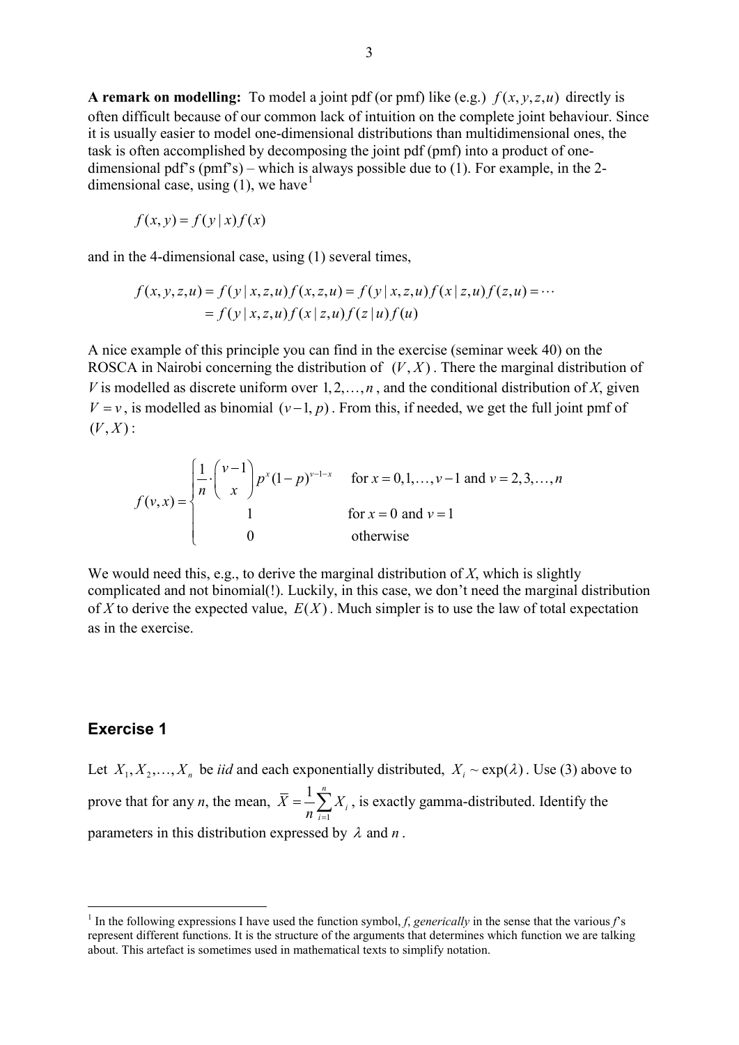**A remark on modelling:** To model a joint pdf (or pmf) like (e.g.) $f(x, y, z, u)$ directly is often difficult because of our common lack of intuition on the complete joint behaviour. Since it is usually easier to model one-dimensional distributions than multidimensional ones, the task is often accomplished by decomposing the joint pdf (pmf) into a product of one-dimensional pdf's (pmf's) – which is always possible due to (1). For example, in the 2-dimensional case, using (1), we have[1]

$$f(x, y) = f(y \mid x) f(x)$$

and in the 4-dimensional case, using (1) several times,

$$\begin{aligned} f(x, y, z, u) &= f(y \mid x, z, u) f(x, z, u) = f(y \mid x, z, u) f(x \mid z, u) f(z, u) = \cdots \\ &= f(y \mid x, z, u) f(x \mid z, u) f(z \mid u) f(u) \end{aligned}$$

A nice example of this principle you can find in the exercise (seminar week 40) on the ROSCA in Nairobi concerning the distribution of $(V, X)$. There the marginal distribution of $V$ is modelled as discrete uniform over $1, 2, \ldots, n$, and the conditional distribution of $X$, given $V = v$, is modelled as binomial $(v-1, p)$. From this, if needed, we get the full joint pmf of $(V, X)$:

$$f(v, x) = \begin{cases} \dfrac{1}{n} \cdot \dbinom{v-1}{x} p^x (1-p)^{v-1-x} & \text{for } x = 0, 1, \ldots, v-1 \text{ and } v = 2, 3, \ldots, n \\ \qquad 1 & \text{for } x = 0 \text{ and } v = 1 \\ \qquad 0 & \text{otherwise} \end{cases}$$

We would need this, e.g., to derive the marginal distribution of $X$, which is slightly complicated and not binomial(!). Luckily, in this case, we don't need the marginal distribution of $X$ to derive the expected value, $E(X)$. Much simpler is to use the law of total expectation as in the exercise.

## Exercise 1

Let $X_1, X_2, \ldots, X_n$ be *iid* and each exponentially distributed, $X_i \sim \exp(\lambda)$. Use (3) above to prove that for any $n$, the mean, $\bar{X} = \frac{1}{n} \sum_{i=1}^{n} X_i$, is exactly gamma-distributed. Identify the parameters in this distribution expressed by $\lambda$ and $n$.

---

[1] In the following expressions I have used the function symbol, $f$, *generically* in the sense that the various $f$'s represent different functions. It is the structure of the arguments that determines which function we are talking about. This artefact is sometimes used in mathematical texts to simplify notation.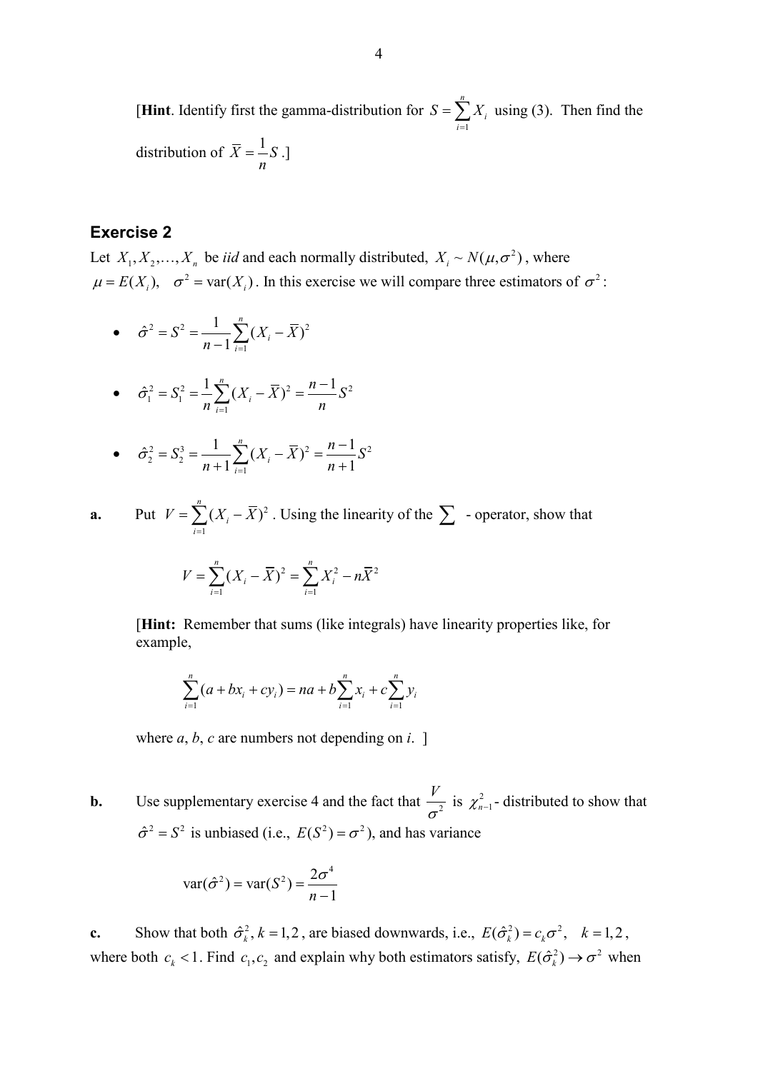[**Hint**. Identify first the gamma-distribution for $S = \sum_{i=1}^{n} X_i$ using (3). Then find the distribution of $\bar{X} = \frac{1}{n} S$ .]

## Exercise 2

Let $X_1, X_2, \ldots, X_n$ be *iid* and each normally distributed, $X_i \sim N(\mu, \sigma^2)$, where $\mu = E(X_i), \quad \sigma^2 = \text{var}(X_i)$. In this exercise we will compare three estimators of $\sigma^2$:

- $\hat{\sigma}^2 = S^2 = \frac{1}{n-1} \sum_{i=1}^{n} (X_i - \bar{X})^2$

- $\hat{\sigma}_1^2 = S_1^2 = \frac{1}{n} \sum_{i=1}^{n} (X_i - \bar{X})^2 = \frac{n-1}{n} S^2$

- $\hat{\sigma}_2^2 = S_2^3 = \frac{1}{n+1} \sum_{i=1}^{n} (X_i - \bar{X})^2 = \frac{n-1}{n+1} S^2$

**a.** Put $V = \sum_{i=1}^{n} (X_i - \bar{X})^2$. Using the linearity of the $\sum$ - operator, show that

$$V = \sum_{i=1}^{n} (X_i - \bar{X})^2 = \sum_{i=1}^{n} X_i^2 - n\bar{X}^2$$

[**Hint:** Remember that sums (like integrals) have linearity properties like, for example,

$$\sum_{i=1}^{n} (a + bx_i + cy_i) = na + b\sum_{i=1}^{n} x_i + c\sum_{i=1}^{n} y_i$$

where *a*, *b*, *c* are numbers not depending on *i*. ]

**b.** Use supplementary exercise 4 and the fact that $\frac{V}{\sigma^2}$ is $\chi_{n-1}^2$- distributed to show that $\hat{\sigma}^2 = S^2$ is unbiased (i.e., $E(S^2) = \sigma^2$), and has variance

$$\text{var}(\hat{\sigma}^2) = \text{var}(S^2) = \frac{2\sigma^4}{n-1}$$

**c.** Show that both $\hat{\sigma}_k^2, k = 1, 2$, are biased downwards, i.e., $E(\hat{\sigma}_k^2) = c_k \sigma^2, \quad k = 1, 2$, where both $c_k < 1$. Find $c_1, c_2$ and explain why both estimators satisfy, $E(\hat{\sigma}_k^2) \to \sigma^2$ when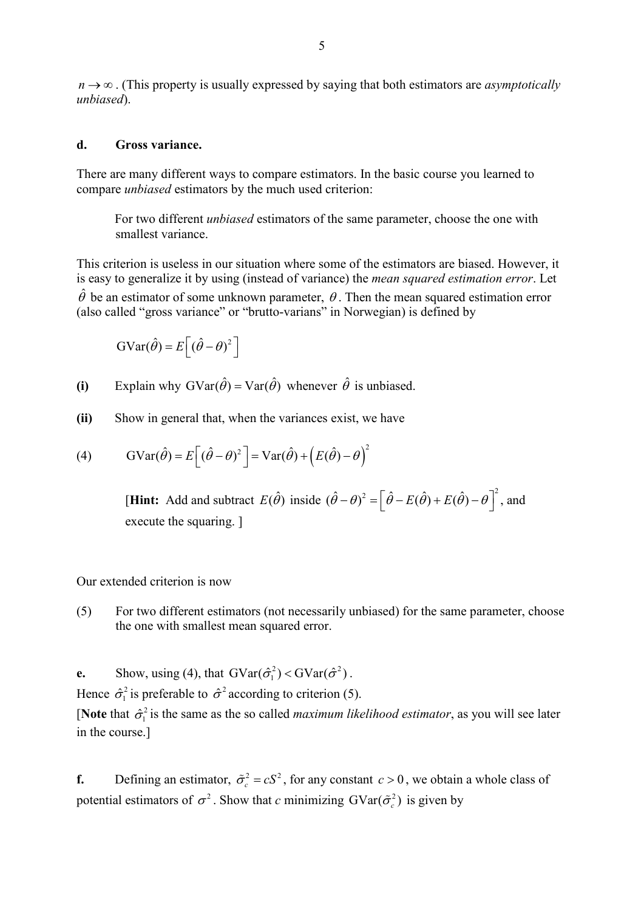$n \to \infty$. (This property is usually expressed by saying that both estimators are *asymptotically unbiased*).

**d. Gross variance.**

There are many different ways to compare estimators. In the basic course you learned to compare *unbiased* estimators by the much used criterion:

> For two different *unbiased* estimators of the same parameter, choose the one with smallest variance.

This criterion is useless in our situation where some of the estimators are biased. However, it is easy to generalize it by using (instead of variance) the *mean squared estimation error*. Let $\hat{\theta}$ be an estimator of some unknown parameter, $\theta$. Then the mean squared estimation error (also called "gross variance" or "brutto-varians" in Norwegian) is defined by

$$\text{GVar}(\hat{\theta}) = E\left[(\hat{\theta} - \theta)^2\right]$$

**(i)** Explain why $\text{GVar}(\hat{\theta}) = \text{Var}(\hat{\theta})$ whenever $\hat{\theta}$ is unbiased.

**(ii)** Show in general that, when the variances exist, we have

$$\text{(4)} \qquad \text{GVar}(\hat{\theta}) = E\left[(\hat{\theta} - \theta)^2\right] = \text{Var}(\hat{\theta}) + \left(E(\hat{\theta}) - \theta\right)^2$$

[**Hint:** Add and subtract $E(\hat{\theta})$ inside $(\hat{\theta} - \theta)^2 = \left[\hat{\theta} - E(\hat{\theta}) + E(\hat{\theta}) - \theta\right]^2$, and execute the squaring. ]

Our extended criterion is now

(5) For two different estimators (not necessarily unbiased) for the same parameter, choose the one with smallest mean squared error.

**e.** Show, using (4), that $\text{GVar}(\hat{\sigma}_1^2) < \text{GVar}(\hat{\sigma}^2)$.

Hence $\hat{\sigma}_1^2$ is preferable to $\hat{\sigma}^2$ according to criterion (5).

[**Note** that $\hat{\sigma}_1^2$ is the same as the so called *maximum likelihood estimator*, as you will see later in the course.]

**f.** Defining an estimator, $\tilde{\sigma}_c^2 = cS^2$, for any constant $c > 0$, we obtain a whole class of potential estimators of $\sigma^2$. Show that $c$ minimizing $\text{GVar}(\tilde{\sigma}_c^2)$ is given by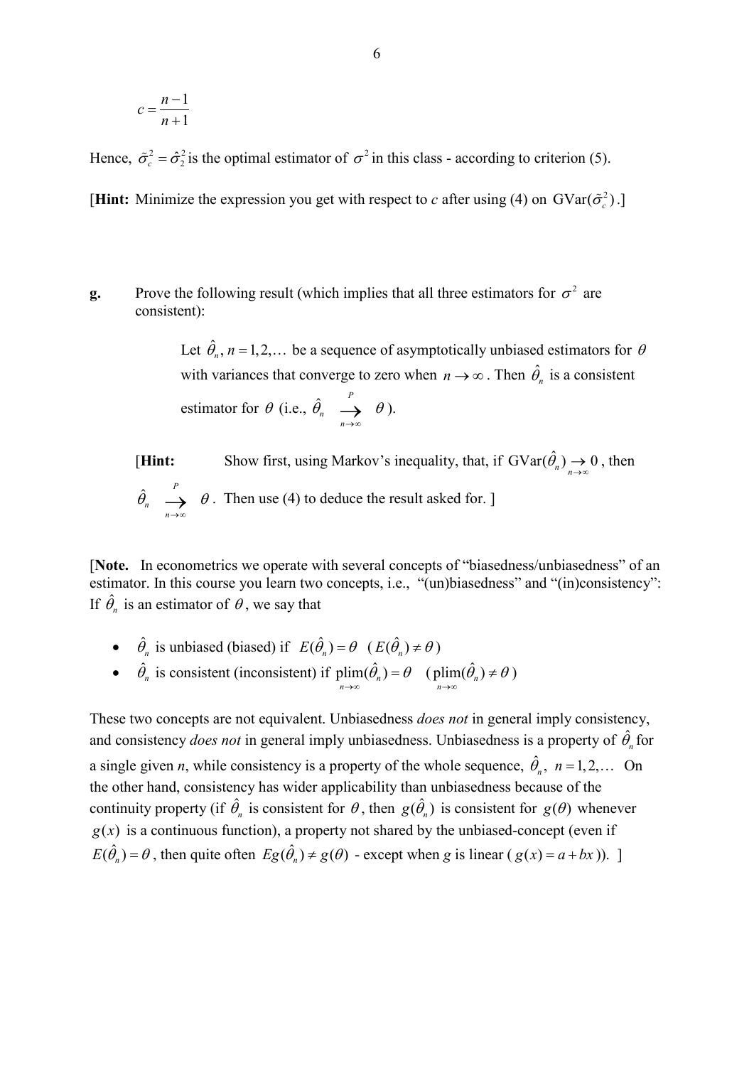$$c = \frac{n-1}{n+1}$$

Hence, $\tilde{\sigma}_c^2 = \hat{\sigma}_2^2$ is the optimal estimator of $\sigma^2$ in this class - according to criterion (5).

[**Hint:** Minimize the expression you get with respect to *c* after using (4) on $\text{GVar}(\tilde{\sigma}_c^2)$.]

**g.** Prove the following result (which implies that all three estimators for $\sigma^2$ are consistent):

> Let $\hat{\theta}_n, n = 1, 2, \ldots$ be a sequence of asymptotically unbiased estimators for $\theta$ with variances that converge to zero when $n \to \infty$. Then $\hat{\theta}_n$ is a consistent estimator for $\theta$ (i.e., $\hat{\theta}_n \underset{n\to\infty}{\overset{P}{\longrightarrow}} \theta$).

[**Hint:** Show first, using Markov's inequality, that, if $\text{GVar}(\hat{\theta}_n) \underset{n\to\infty}{\to} 0$, then $\hat{\theta}_n \underset{n\to\infty}{\overset{P}{\longrightarrow}} \theta$. Then use (4) to deduce the result asked for. ]

[**Note.** In econometrics we operate with several concepts of "biasedness/unbiasedness" of an estimator. In this course you learn two concepts, i.e., "(un)biasedness" and "(in)consistency": If $\hat{\theta}_n$ is an estimator of $\theta$, we say that

- $\hat{\theta}_n$ is unbiased (biased) if $E(\hat{\theta}_n) = \theta$ ($E(\hat{\theta}_n) \neq \theta$)
- $\hat{\theta}_n$ is consistent (inconsistent) if $\underset{n\to\infty}{\text{plim}}(\hat{\theta}_n) = \theta$ ($\underset{n\to\infty}{\text{plim}}(\hat{\theta}_n) \neq \theta$)

These two concepts are not equivalent. Unbiasedness *does not* in general imply consistency, and consistency *does not* in general imply unbiasedness. Unbiasedness is a property of $\hat{\theta}_n$ for a single given *n*, while consistency is a property of the whole sequence, $\hat{\theta}_n$, $n = 1, 2, \ldots$ On the other hand, consistency has wider applicability than unbiasedness because of the continuity property (if $\hat{\theta}_n$ is consistent for $\theta$, then $g(\hat{\theta}_n)$ is consistent for $g(\theta)$ whenever $g(x)$ is a continuous function), a property not shared by the unbiased-concept (even if $E(\hat{\theta}_n) = \theta$, then quite often $Eg(\hat{\theta}_n) \neq g(\theta)$ - except when *g* is linear ($g(x) = a + bx$)). ]